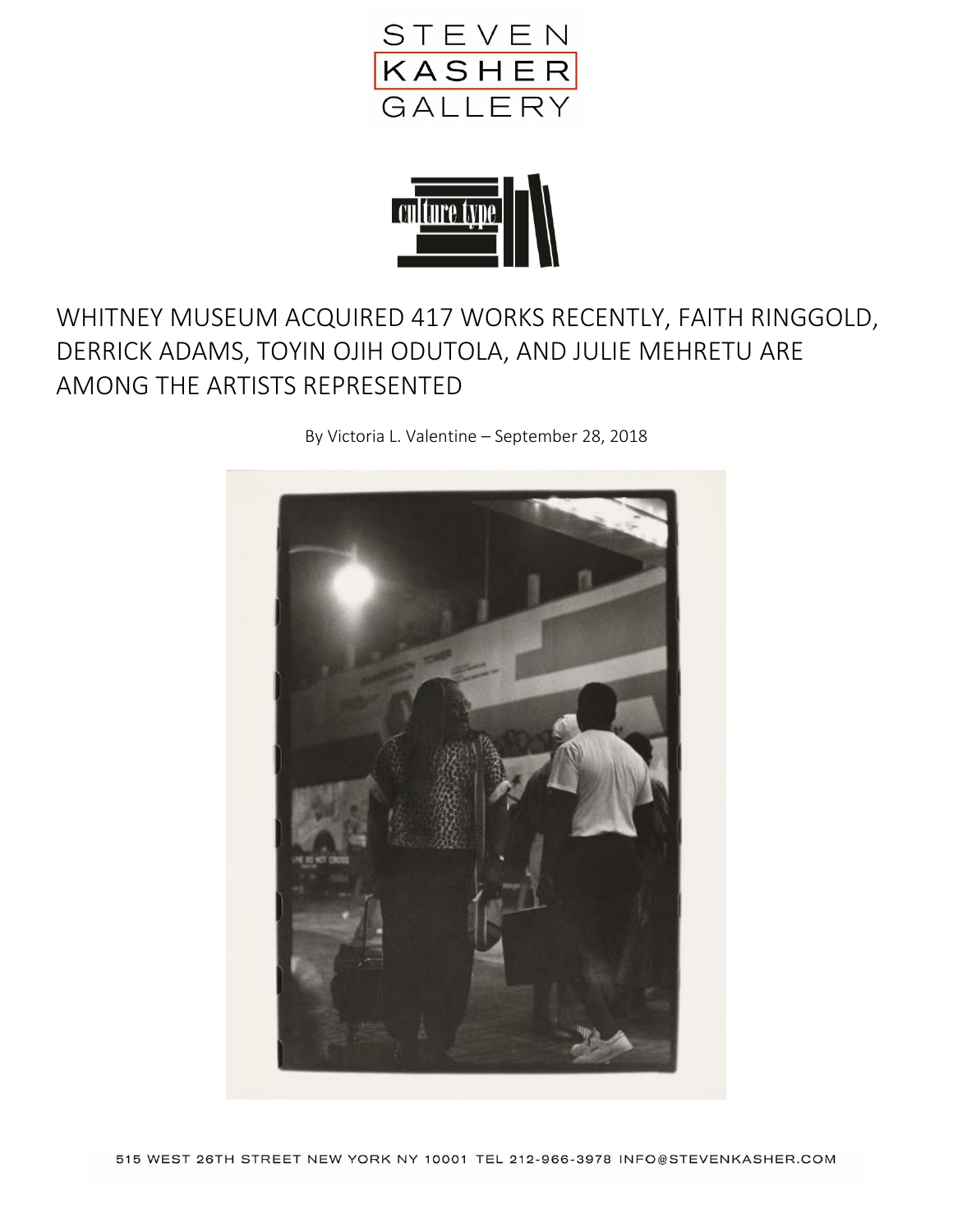STEVEN KASHER GALLERY

culture type

# WHITNEY MUSEUM ACQUIRED 417 WORKS RECENTLY, FAITH RINGGOLD, DERRICK ADAMS, TOYIN OJIH ODUTOLA, AND JULIE MEHRETU ARE AMONG THE ARTISTS REPRESENTED

By Victoria L. Valentine – September 28, 2018

515 WEST 26TH STREET NEW YORK NY 10001 TEL 212-966-3978 INFO@STEVENKASHER.COM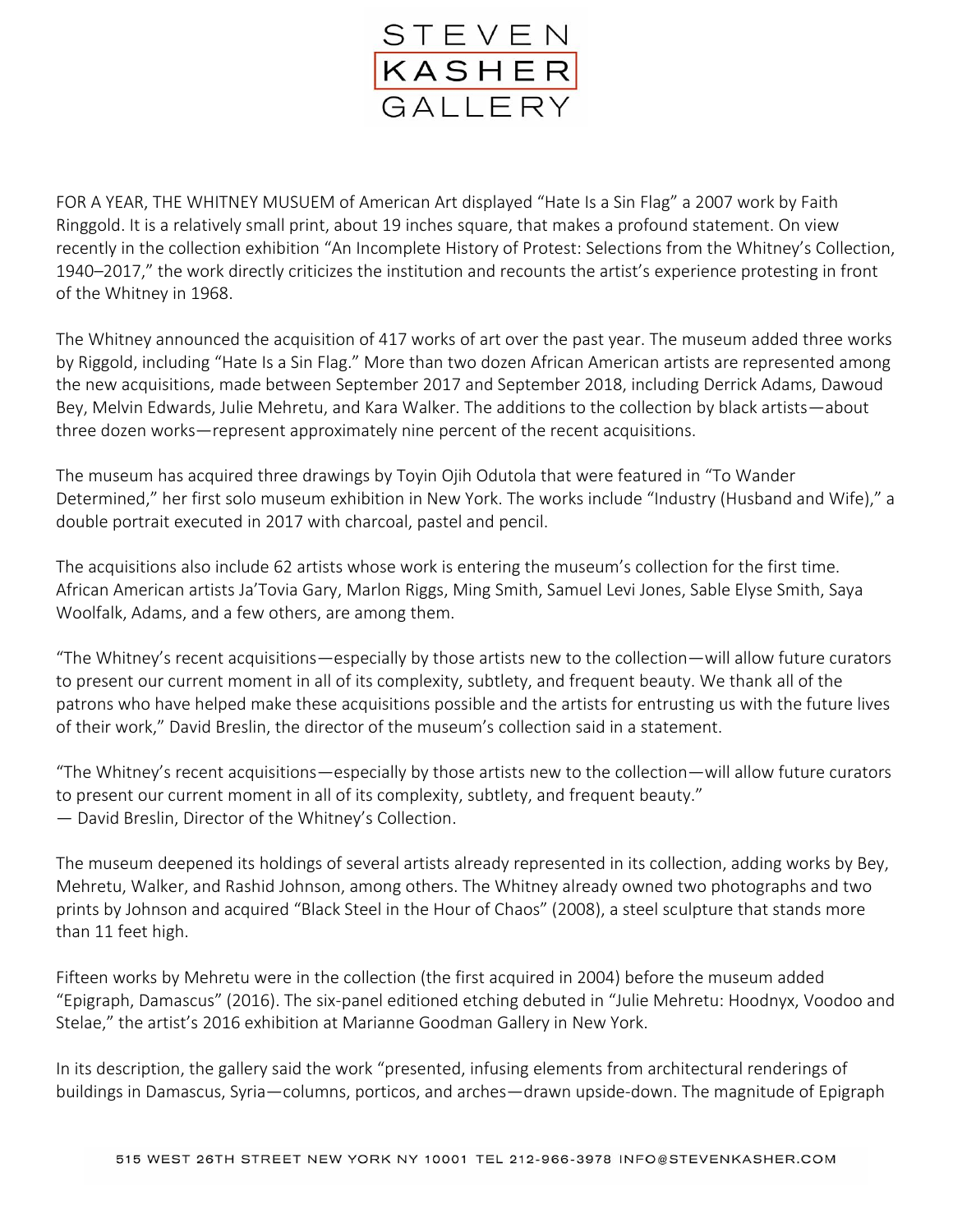FOR A YEAR, THE WHITNEY MUSUEM of American Art displayed “Hate Is a Sin Flag” a 2007 work by Faith Ringgold. It is a relatively small print, about 19 inches square, that makes a profound statement. On view recently in the collection exhibition “An Incomplete History of Protest: Selections from the Whitney’s Collection, 1940–2017,” the work directly criticizes the institution and recounts the artist’s experience protesting in front of the Whitney in 1968.

The Whitney announced the acquisition of 417 works of art over the past year. The museum added three works by Riggold, including “Hate Is a Sin Flag.” More than two dozen African American artists are represented among the new acquisitions, made between September 2017 and September 2018, including Derrick Adams, Dawoud Bey, Melvin Edwards, Julie Mehretu, and Kara Walker. The additions to the collection by black artists—about three dozen works—represent approximately nine percent of the recent acquisitions.

The museum has acquired three drawings by Toyin Ojih Odutola that were featured in “To Wander Determined,” her first solo museum exhibition in New York. The works include “Industry (Husband and Wife),” a double portrait executed in 2017 with charcoal, pastel and pencil.

The acquisitions also include 62 artists whose work is entering the museum’s collection for the first time. African American artists Ja’Tovia Gary, Marlon Riggs, Ming Smith, Samuel Levi Jones, Sable Elyse Smith, Saya Woolfalk, Adams, and a few others, are among them.

“The Whitney’s recent acquisitions—especially by those artists new to the collection—will allow future curators to present our current moment in all of its complexity, subtlety, and frequent beauty. We thank all of the patrons who have helped make these acquisitions possible and the artists for entrusting us with the future lives of their work,” David Breslin, the director of the museum’s collection said in a statement.

“The Whitney’s recent acquisitions—especially by those artists new to the collection—will allow future curators to present our current moment in all of its complexity, subtlety, and frequent beauty.”
— David Breslin, Director of the Whitney’s Collection.

The museum deepened its holdings of several artists already represented in its collection, adding works by Bey, Mehretu, Walker, and Rashid Johnson, among others. The Whitney already owned two photographs and two prints by Johnson and acquired “Black Steel in the Hour of Chaos” (2008), a steel sculpture that stands more than 11 feet high.

Fifteen works by Mehretu were in the collection (the first acquired in 2004) before the museum added “Epigraph, Damascus” (2016). The six-panel editioned etching debuted in “Julie Mehretu: Hoodnyx, Voodoo and Stelae,” the artist’s 2016 exhibition at Marianne Goodman Gallery in New York.

In its description, the gallery said the work “presented, infusing elements from architectural renderings of buildings in Damascus, Syria—columns, porticos, and arches—drawn upside-down. The magnitude of Epigraph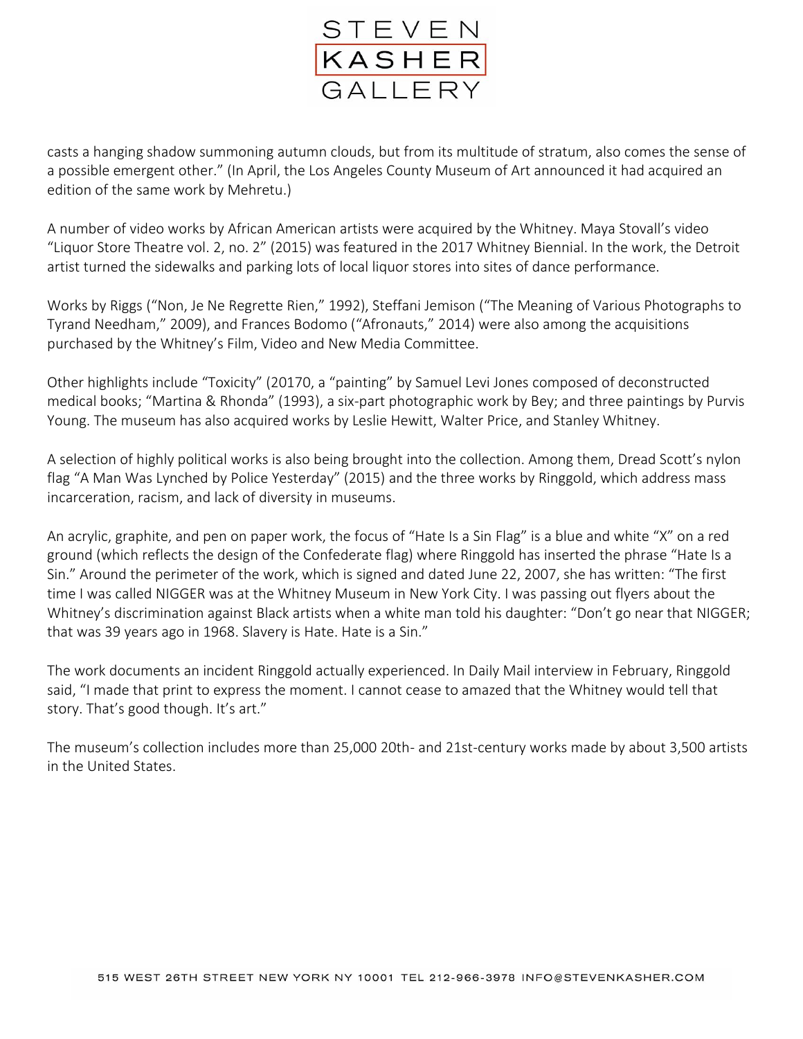casts a hanging shadow summoning autumn clouds, but from its multitude of stratum, also comes the sense of a possible emergent other." (In April, the Los Angeles County Museum of Art announced it had acquired an edition of the same work by Mehretu.)

A number of video works by African American artists were acquired by the Whitney. Maya Stovall's video "Liquor Store Theatre vol. 2, no. 2" (2015) was featured in the 2017 Whitney Biennial. In the work, the Detroit artist turned the sidewalks and parking lots of local liquor stores into sites of dance performance.

Works by Riggs ("Non, Je Ne Regrette Rien," 1992), Steffani Jemison ("The Meaning of Various Photographs to Tyrand Needham," 2009), and Frances Bodomo ("Afronauts," 2014) were also among the acquisitions purchased by the Whitney's Film, Video and New Media Committee.

Other highlights include "Toxicity" (20170, a "painting" by Samuel Levi Jones composed of deconstructed medical books; "Martina & Rhonda" (1993), a six-part photographic work by Bey; and three paintings by Purvis Young. The museum has also acquired works by Leslie Hewitt, Walter Price, and Stanley Whitney.

A selection of highly political works is also being brought into the collection. Among them, Dread Scott's nylon flag "A Man Was Lynched by Police Yesterday" (2015) and the three works by Ringgold, which address mass incarceration, racism, and lack of diversity in museums.

An acrylic, graphite, and pen on paper work, the focus of "Hate Is a Sin Flag" is a blue and white "X" on a red ground (which reflects the design of the Confederate flag) where Ringgold has inserted the phrase "Hate Is a Sin." Around the perimeter of the work, which is signed and dated June 22, 2007, she has written: "The first time I was called NIGGER was at the Whitney Museum in New York City. I was passing out flyers about the Whitney's discrimination against Black artists when a white man told his daughter: "Don't go near that NIGGER; that was 39 years ago in 1968. Slavery is Hate. Hate is a Sin."

The work documents an incident Ringgold actually experienced. In Daily Mail interview in February, Ringgold said, "I made that print to express the moment. I cannot cease to amazed that the Whitney would tell that story. That's good though. It's art."

The museum's collection includes more than 25,000 20th- and 21st-century works made by about 3,500 artists in the United States.